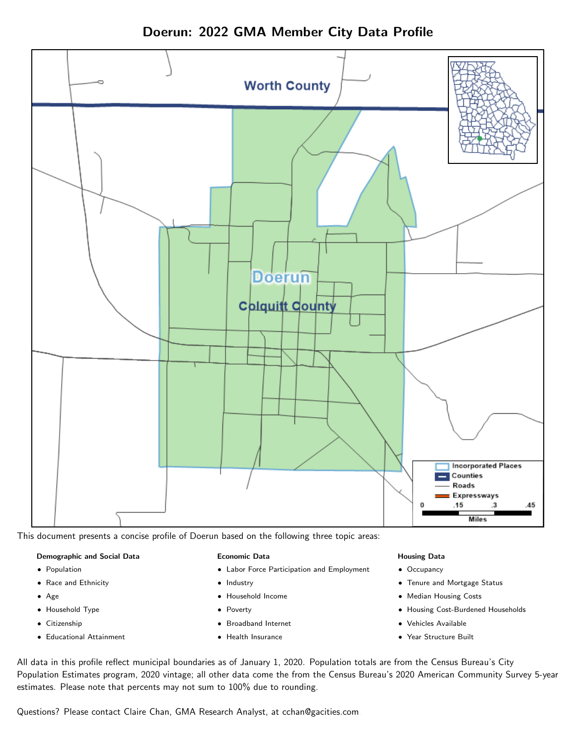# Doerun: 2022 GMA Member City Data Profile

Worth County

Doerun

Colquitt County

Incorporated Places
Counties
Roads
Expressways

0 .15 .3 .45
Miles

This document presents a concise profile of Doerun based on the following three topic areas:

**Demographic and Social Data**

- Population
- Race and Ethnicity
- Age
- Household Type
- Citizenship
- Educational Attainment

**Economic Data**

- Labor Force Participation and Employment
- Industry
- Household Income
- Poverty
- Broadband Internet
- Health Insurance

**Housing Data**

- Occupancy
- Tenure and Mortgage Status
- Median Housing Costs
- Housing Cost-Burdened Households
- Vehicles Available
- Year Structure Built

All data in this profile reflect municipal boundaries as of January 1, 2020. Population totals are from the Census Bureau's City Population Estimates program, 2020 vintage; all other data come the from the Census Bureau's 2020 American Community Survey 5-year estimates. Please note that percents may not sum to 100% due to rounding.

Questions? Please contact Claire Chan, GMA Research Analyst, at cchan@gacities.com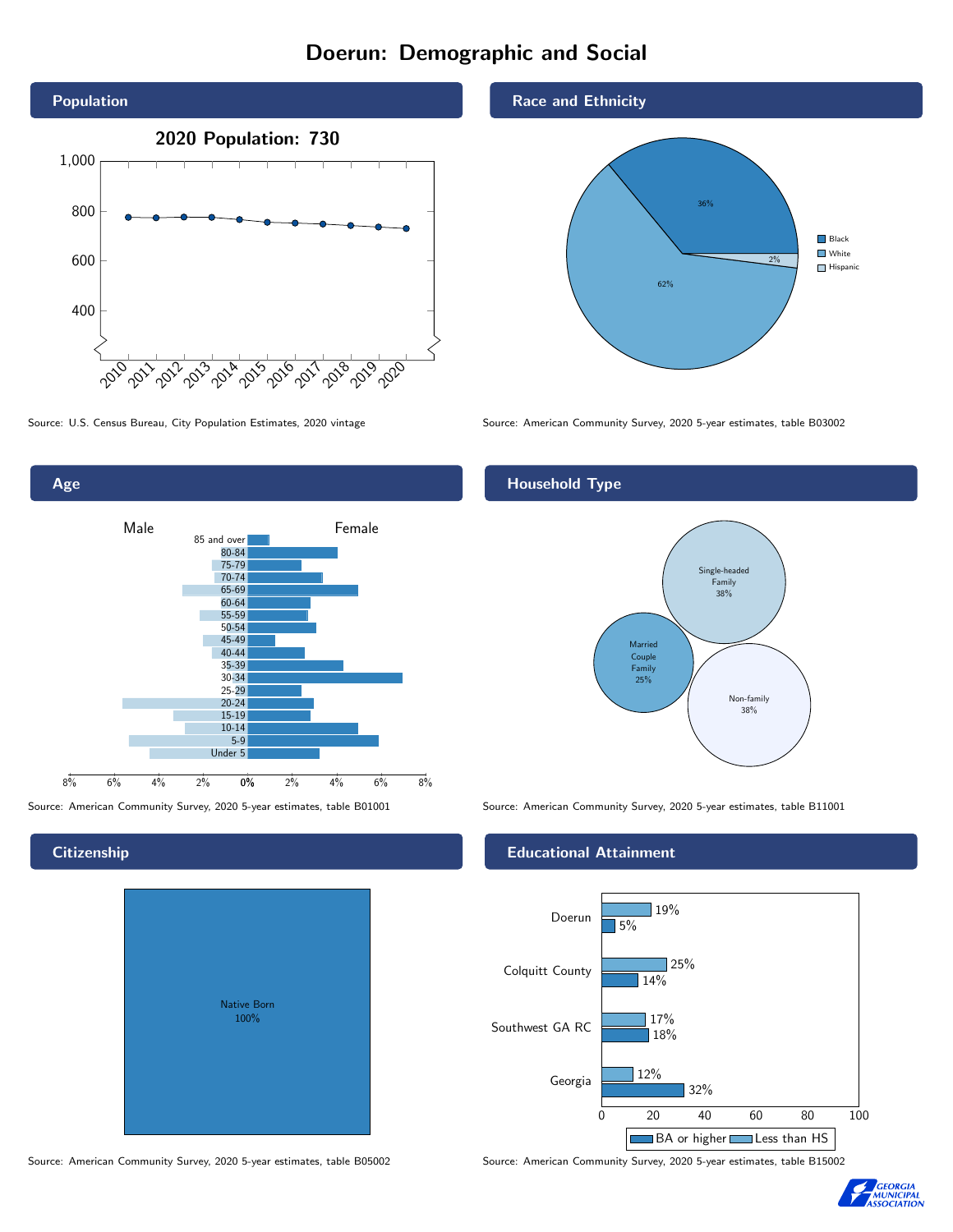# Doerun: Demographic and Social

## Population

2020 Population: 730

1,000
800
600
400

2010 2011 2012 2013 2014 2015 2016 2017 2018 2019 2020

Source: U.S. Census Bureau, City Population Estimates, 2020 vintage

## Race and Ethnicity

36%
2%
62%

Black
White
Hispanic

Source: American Community Survey, 2020 5-year estimates, table B03002

## Age

Male
Female

85 and over
80-84
75-79
70-74
65-69
60-64
55-59
50-54
45-49
40-44
35-39
30-34
25-29
20-24
15-19
10-14
5-9
Under 5

8% 6% 4% 2% 0% 2% 4% 6% 8%

Source: American Community Survey, 2020 5-year estimates, table B01001

## Household Type

Single-headed Family 38%

Married Couple Family 25%

Non-family 38%

Source: American Community Survey, 2020 5-year estimates, table B11001

## Citizenship

Native Born 100%

Source: American Community Survey, 2020 5-year estimates, table B05002

## Educational Attainment

Doerun: 19%, 5%

Colquitt County: 25%, 14%

Southwest GA RC: 17%, 18%

Georgia: 12%, 32%

0 20 40 60 80 100

BA or higher
Less than HS

Source: American Community Survey, 2020 5-year estimates, table B15002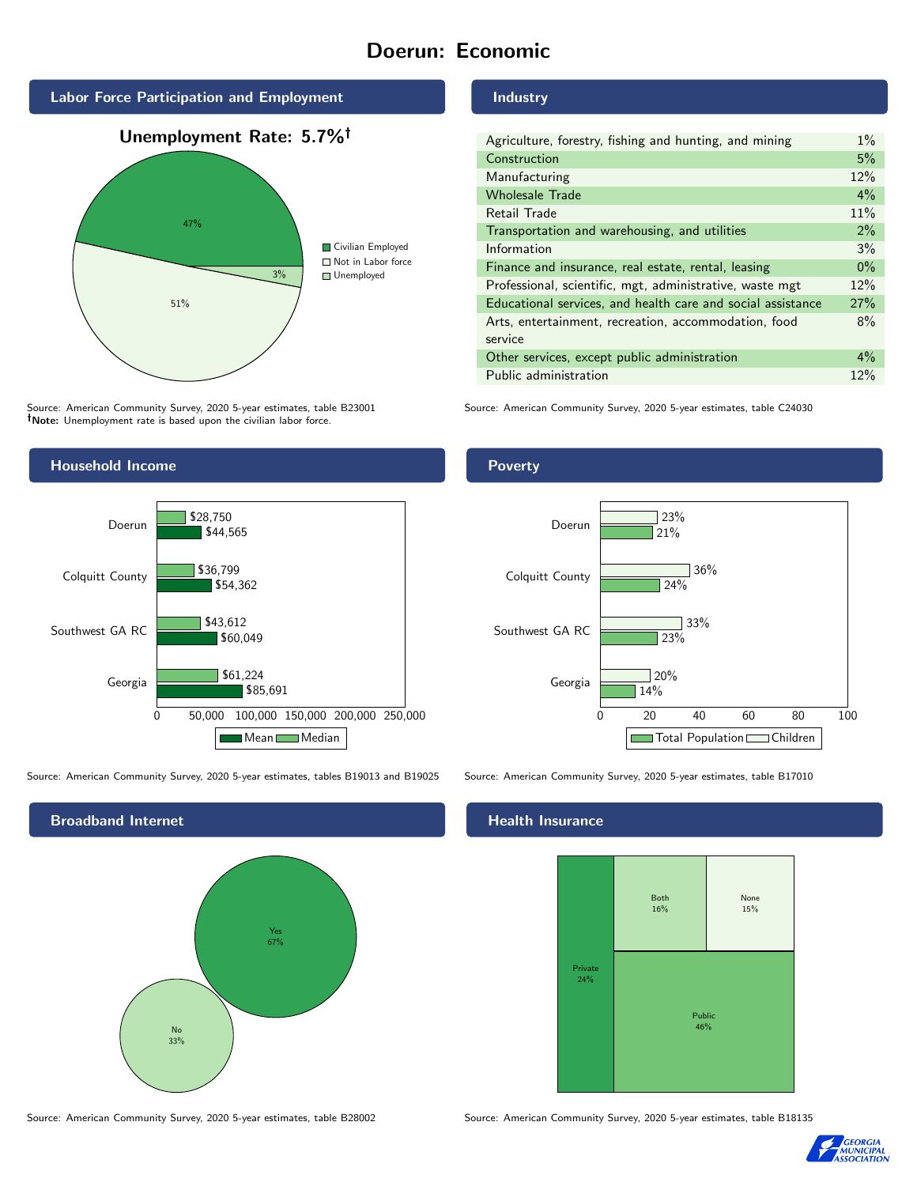# Doerun: Economic

## Labor Force Participation and Employment

Unemployment Rate: 5.7%†

47%
3%
51%

Civilian Employed
Not in Labor force
Unemployed

Source: American Community Survey, 2020 5-year estimates, table B23001
†Note: Unemployment rate is based upon the civilian labor force.

## Industry

| | |
|---|---|
| Agriculture, forestry, fishing and hunting, and mining | 1% |
| Construction | 5% |
| Manufacturing | 12% |
| Wholesale Trade | 4% |
| Retail Trade | 11% |
| Transportation and warehousing, and utilities | 2% |
| Information | 3% |
| Finance and insurance, real estate, rental, leasing | 0% |
| Professional, scientific, mgt, administrative, waste mgt | 12% |
| Educational services, and health care and social assistance | 27% |
| Arts, entertainment, recreation, accommodation, food service | 8% |
| Other services, except public administration | 4% |
| Public administration | 12% |

Source: American Community Survey, 2020 5-year estimates, table C24030

## Household Income

Doerun
$28,750
$44,565

Colquitt County
$36,799
$54,362

Southwest GA RC
$43,612
$60,049

Georgia
$61,224
$85,691

0 50,000 100,000 150,000 200,000 250,000

Mean Median

Source: American Community Survey, 2020 5-year estimates, tables B19013 and B19025

## Poverty

Doerun
23%
21%

Colquitt County
36%
24%

Southwest GA RC
33%
23%

Georgia
20%
14%

0 20 40 60 80 100

Total Population Children

Source: American Community Survey, 2020 5-year estimates, table B17010

## Broadband Internet

Yes
67%

No
33%

Source: American Community Survey, 2020 5-year estimates, table B28002

## Health Insurance

Private
24%

Both
16%

None
15%

Public
46%

Source: American Community Survey, 2020 5-year estimates, table B18135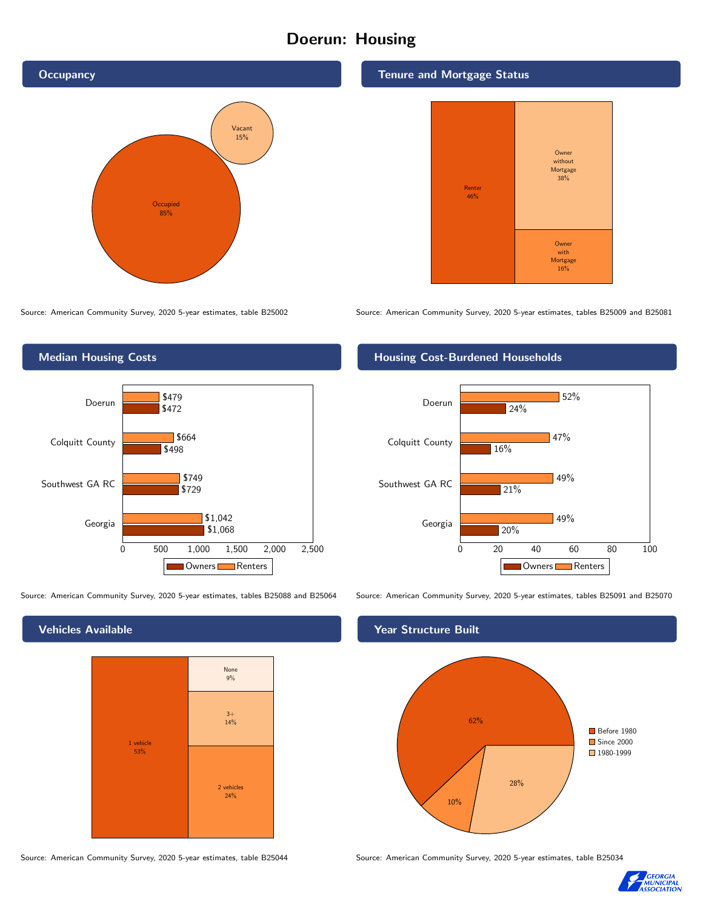# Doerun: Housing

## Occupancy

Vacant
15%

Occupied
85%

Source: American Community Survey, 2020 5-year estimates, table B25002

## Tenure and Mortgage Status

Renter
46%

Owner
without
Mortgage
38%

Owner
with
Mortgage
16%

Source: American Community Survey, 2020 5-year estimates, tables B25009 and B25081

## Median Housing Costs

Doerun
$479
$472

Colquitt County
$664
$498

Southwest GA RC
$749
$729

Georgia
$1,042
$1,068

0 500 1,000 1,500 2,000 2,500

Owners Renters

Source: American Community Survey, 2020 5-year estimates, tables B25088 and B25064

## Housing Cost-Burdened Households

Doerun
52%
24%

Colquitt County
47%
16%

Southwest GA RC
49%
21%

Georgia
49%
20%

0 20 40 60 80 100

Owners Renters

Source: American Community Survey, 2020 5-year estimates, tables B25091 and B25070

## Vehicles Available

1 vehicle
53%

None
9%

3+
14%

2 vehicles
24%

Source: American Community Survey, 2020 5-year estimates, table B25044

## Year Structure Built

62%

10%

28%

Before 1980
Since 2000
1980-1999

Source: American Community Survey, 2020 5-year estimates, table B25034